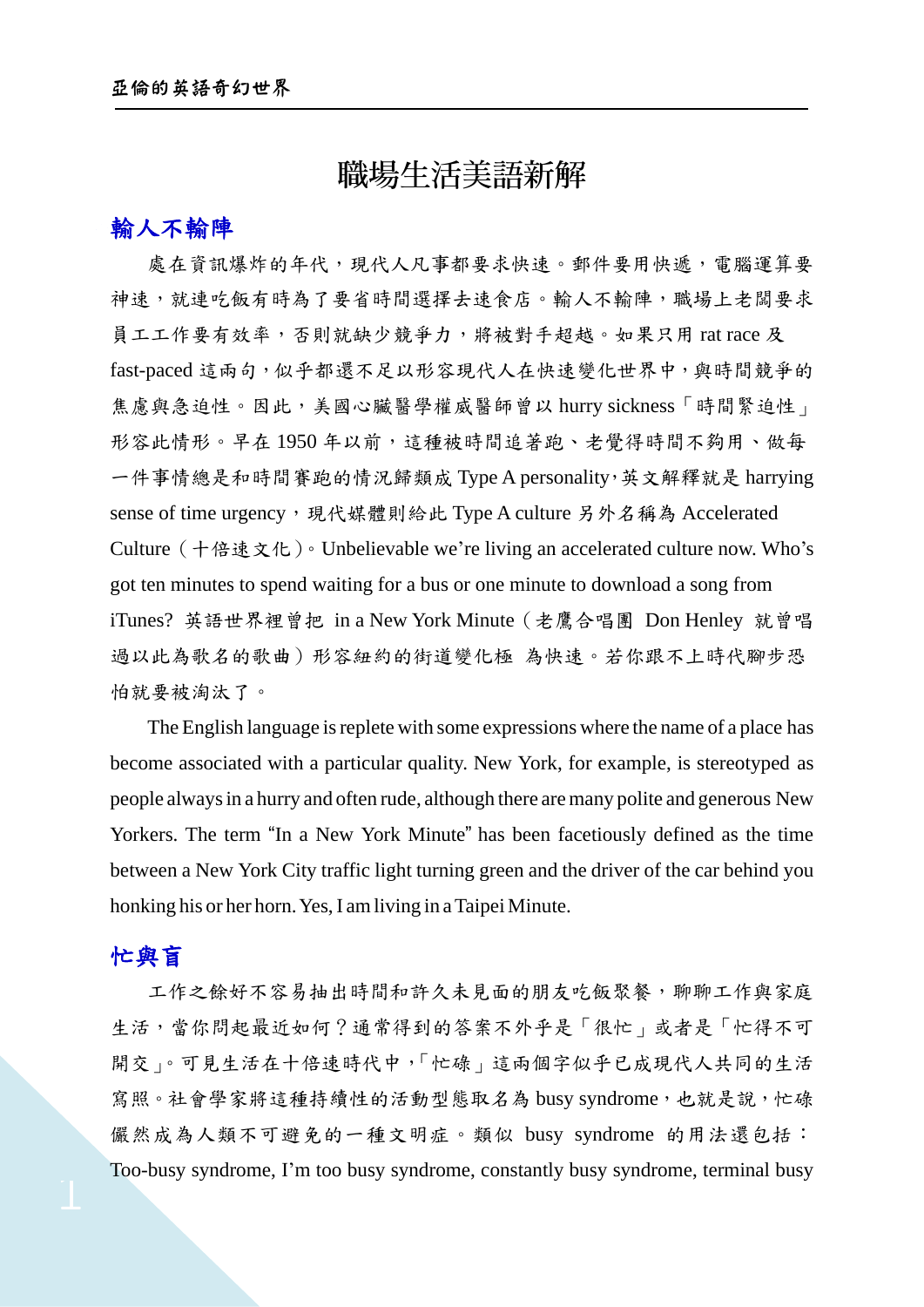# 職場生活美語新解

## 輸人不輸陣

處在資訊爆炸的年代，現代人凡事都要求快速。郵件要用快遞，電腦運算要神速，就連吃飯有時為了要省時間選擇去速食店。輸人不輸陣，職場上老闆要求員工工作要有效率，否則就缺少競爭力，將被對手超越。如果只用 rat race 及 fast-paced 這兩句，似乎都還不足以形容現代人在快速變化世界中，與時間競爭的焦慮與急迫性。因此，美國心臟醫學權威醫師曾以 hurry sickness「時間緊迫性」形容此情形。早在 1950 年以前，這種被時間追著跑、老覺得時間不夠用、做每一件事情總是和時間賽跑的情況歸類成 Type A personality，英文解釋就是 harrying sense of time urgency，現代媒體則給此 Type A culture 另外名稱為 Accelerated Culture（十倍速文化）。Unbelievable we're living an accelerated culture now. Who's got ten minutes to spend waiting for a bus or one minute to download a song from iTunes? 英語世界裡曾把 in a New York Minute（老鷹合唱團 Don Henley 就曾唱過以此為歌名的歌曲）形容紐約的街道變化極 為快速。若你跟不上時代腳步恐怕就要被淘汰了。

The English language is replete with some expressions where the name of a place has become associated with a particular quality. New York, for example, is stereotyped as people always in a hurry and often rude, although there are many polite and generous New Yorkers. The term "In a New York Minute" has been facetiously defined as the time between a New York City traffic light turning green and the driver of the car behind you honking his or her horn. Yes, I am living in a Taipei Minute.

## 忙與盲

工作之餘好不容易抽出時間和許久未見面的朋友吃飯聚餐，聊聊工作與家庭生活，當你問起最近如何？通常得到的答案不外乎是「很忙」或者是「忙得不可開交」。可見生活在十倍速時代中，「忙碌」這兩個字似乎已成現代人共同的生活寫照。社會學家將這種持續性的活動型態取名為 busy syndrome，也就是說，忙碌儼然成為人類不可避免的一種文明症。類似 busy syndrome 的用法還包括：Too-busy syndrome, I'm too busy syndrome, constantly busy syndrome, terminal busy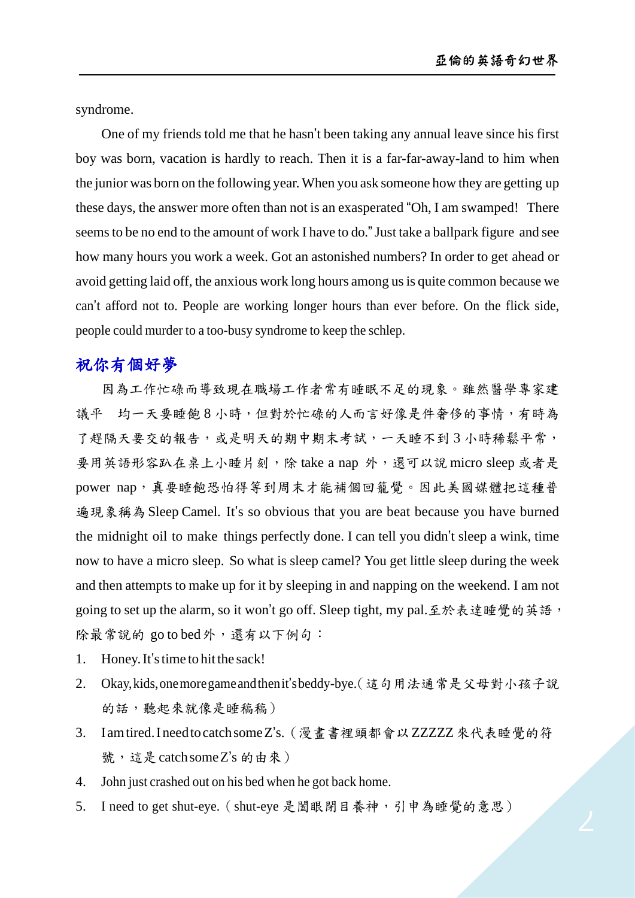syndrome.

One of my friends told me that he hasn't been taking any annual leave since his first boy was born, vacation is hardly to reach. Then it is a far-far-away-land to him when the junior was born on the following year. When you ask someone how they are getting up these days, the answer more often than not is an exasperated "Oh, I am swamped! There seems to be no end to the amount of work I have to do." Just take a ballpark figure and see how many hours you work a week. Got an astonished numbers? In order to get ahead or avoid getting laid off, the anxious work long hours among us is quite common because we can't afford not to. People are working longer hours than ever before. On the flick side, people could murder to a too-busy syndrome to keep the schlep.

## 祝你有個好夢

因為工作忙碌而導致現在職場工作者常有睡眠不足的現象。雖然醫學專家建議平 均一天要睡飽 8 小時，但對於忙碌的人而言好像是件奢侈的事情，有時為了趕隔天要交的報告，或是明天的期中期末考試，一天睡不到 3 小時稀鬆平常，要用英語形容趴在桌上小睡片刻，除 take a nap 外，還可以說 micro sleep 或者是 power nap，真要睡飽恐怕得等到周末才能補個回籠覺。因此美國媒體把這種普遍現象稱為 Sleep Camel. It's so obvious that you are beat because you have burned the midnight oil to make things perfectly done. I can tell you didn't sleep a wink, time now to have a micro sleep. So what is sleep camel? You get little sleep during the week and then attempts to make up for it by sleeping in and napping on the weekend. I am not going to set up the alarm, so it won't go off. Sleep tight, my pal.至於表達睡覺的英語，除最常說的 go to bed 外，還有以下例句：

1. Honey. It's time to hit the sack!
2. Okay, kids, one more game and then it's beddy-bye.（這句用法通常是父母對小孩子說的話，聽起來就像是睡稿稿）
3. I am tired. I need to catch some Z's.（漫畫書裡頭都會以 ZZZZZ 來代表睡覺的符號，這是 catch some Z's 的由來）
4. John just crashed out on his bed when he got back home.
5. I need to get shut-eye.（shut-eye 是闔眼閉目養神，引申為睡覺的意思）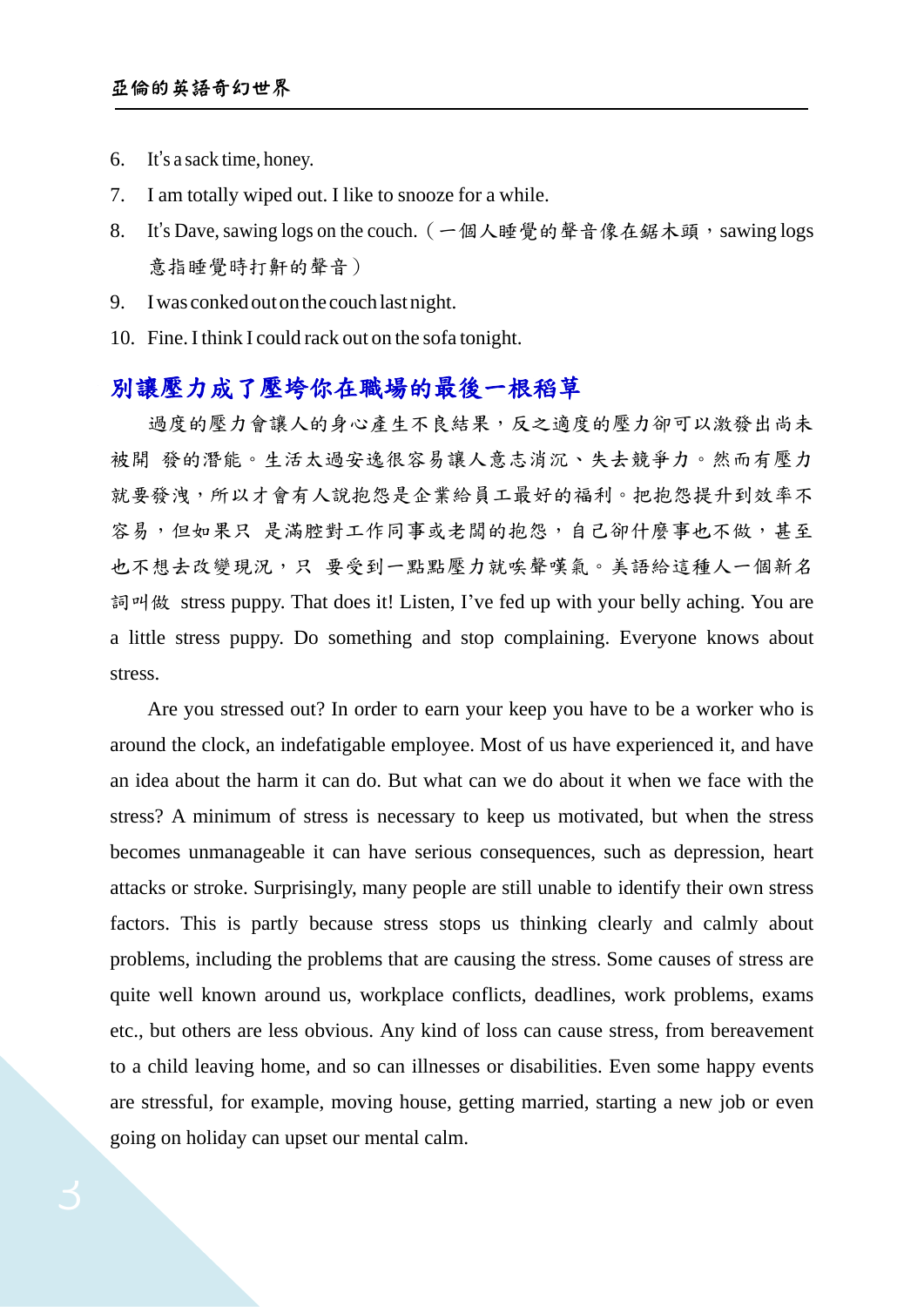6. It's a sack time, honey.
7. I am totally wiped out. I like to snooze for a while.
8. It's Dave, sawing logs on the couch.（一個人睡覺的聲音像在鋸木頭，sawing logs 意指睡覺時打鼾的聲音）
9. I was conked out on the couch last night.
10. Fine. I think I could rack out on the sofa tonight.

## 別讓壓力成了壓垮你在職場的最後一根稻草

過度的壓力會讓人的身心產生不良結果，反之適度的壓力卻可以激發出尚未被開 發的潛能。生活太過安逸很容易讓人意志消沉、失去競爭力。然而有壓力就要發洩，所以才會有人說抱怨是企業給員工最好的福利。把抱怨提升到效率不容易，但如果只 是滿腔對工作同事或老闆的抱怨，自己卻什麼事也不做，甚至也不想去改變現況，只 要受到一點點壓力就唉聲嘆氣。美語給這種人一個新名詞叫做 stress puppy. That does it! Listen, I've fed up with your belly aching. You are a little stress puppy. Do something and stop complaining. Everyone knows about stress.

Are you stressed out? In order to earn your keep you have to be a worker who is around the clock, an indefatigable employee. Most of us have experienced it, and have an idea about the harm it can do. But what can we do about it when we face with the stress? A minimum of stress is necessary to keep us motivated, but when the stress becomes unmanageable it can have serious consequences, such as depression, heart attacks or stroke. Surprisingly, many people are still unable to identify their own stress factors. This is partly because stress stops us thinking clearly and calmly about problems, including the problems that are causing the stress. Some causes of stress are quite well known around us, workplace conflicts, deadlines, work problems, exams etc., but others are less obvious. Any kind of loss can cause stress, from bereavement to a child leaving home, and so can illnesses or disabilities. Even some happy events are stressful, for example, moving house, getting married, starting a new job or even going on holiday can upset our mental calm.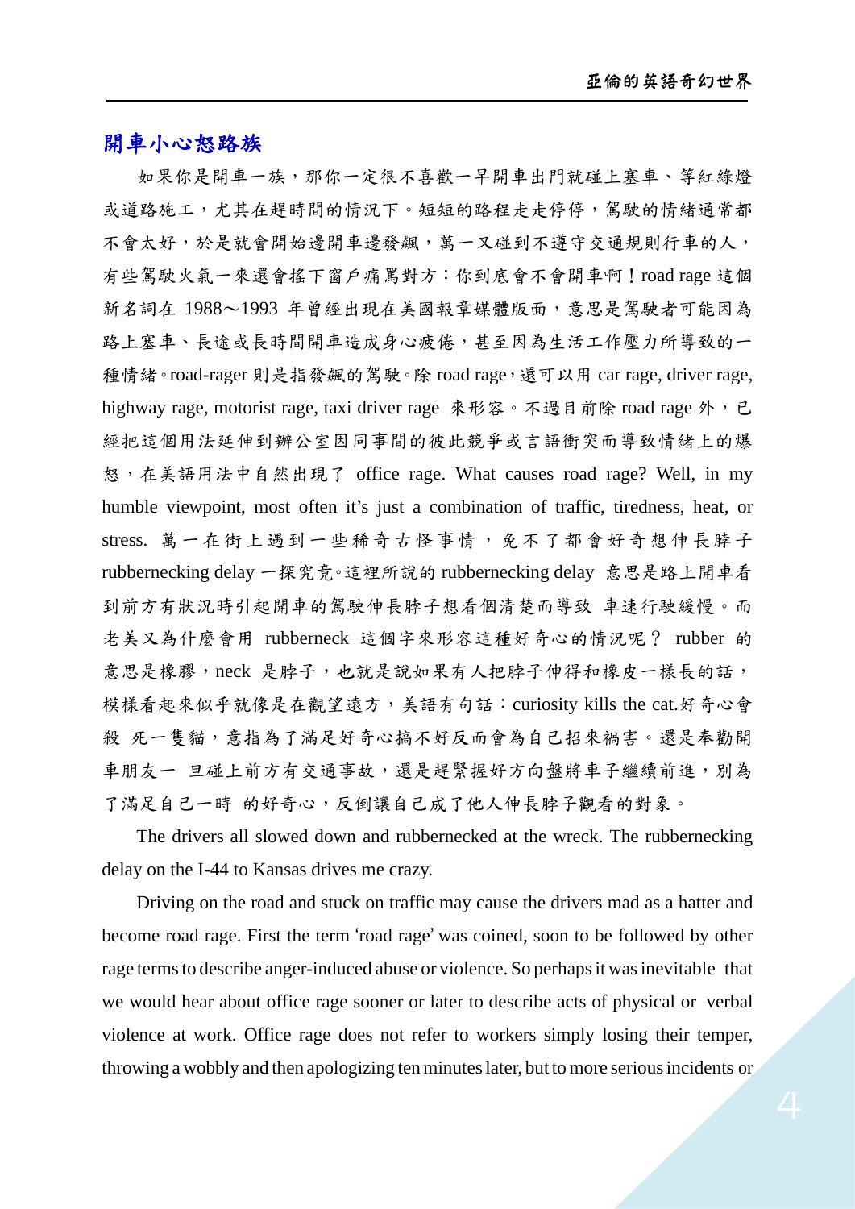## 開車小心怒路族

如果你是開車一族，那你一定很不喜歡一早開車出門就碰上塞車、等紅綠燈或道路施工，尤其在趕時間的情況下。短短的路程走走停停，駕駛的情緒通常都不會太好，於是就會開始邊開車邊發飆，萬一又碰到不遵守交通規則行車的人，有些駕駛火氣一來還會搖下窗戶痛罵對方：你到底會不會開車啊！road rage 這個新名詞在 1988～1993 年曾經出現在美國報章媒體版面，意思是駕駛者可能因為路上塞車、長途或長時間開車造成身心疲倦，甚至因為生活工作壓力所導致的一種情緒。road-rager 則是指發飆的駕駛。除 road rage，還可以用 car rage, driver rage, highway rage, motorist rage, taxi driver rage 來形容。不過目前除 road rage 外，已經把這個用法延伸到辦公室因同事間的彼此競爭或言語衝突而導致情緒上的爆怒，在美語用法中自然出現了 office rage. What causes road rage? Well, in my humble viewpoint, most often it's just a combination of traffic, tiredness, heat, or stress. 萬一在街上遇到一些稀奇古怪事情，免不了都會好奇想伸長脖子 rubbernecking delay 一探究竟。這裡所說的 rubbernecking delay 意思是路上開車看到前方有狀況時引起開車的駕駛伸長脖子想看個清楚而導致 車速行駛緩慢。而老美又為什麼會用 rubberneck 這個字來形容這種好奇心的情況呢？ rubber 的意思是橡膠，neck 是脖子，也就是說如果有人把脖子伸得和橡皮一樣長的話，模樣看起來似乎就像是在觀望遠方，美語有句話：curiosity kills the cat.好奇心會殺 死一隻貓，意指為了滿足好奇心搞不好反而會為自己招來禍害。還是奉勸開車朋友一 旦碰上前方有交通事故，還是趕緊握好方向盤將車子繼續前進，別為了滿足自己一時 的好奇心，反倒讓自己成了他人伸長脖子觀看的對象。

The drivers all slowed down and rubbernecked at the wreck. The rubbernecking delay on the I-44 to Kansas drives me crazy.

Driving on the road and stuck on traffic may cause the drivers mad as a hatter and become road rage. First the term 'road rage' was coined, soon to be followed by other rage terms to describe anger-induced abuse or violence. So perhaps it was inevitable that we would hear about office rage sooner or later to describe acts of physical or verbal violence at work. Office rage does not refer to workers simply losing their temper, throwing a wobbly and then apologizing ten minutes later, but to more serious incidents or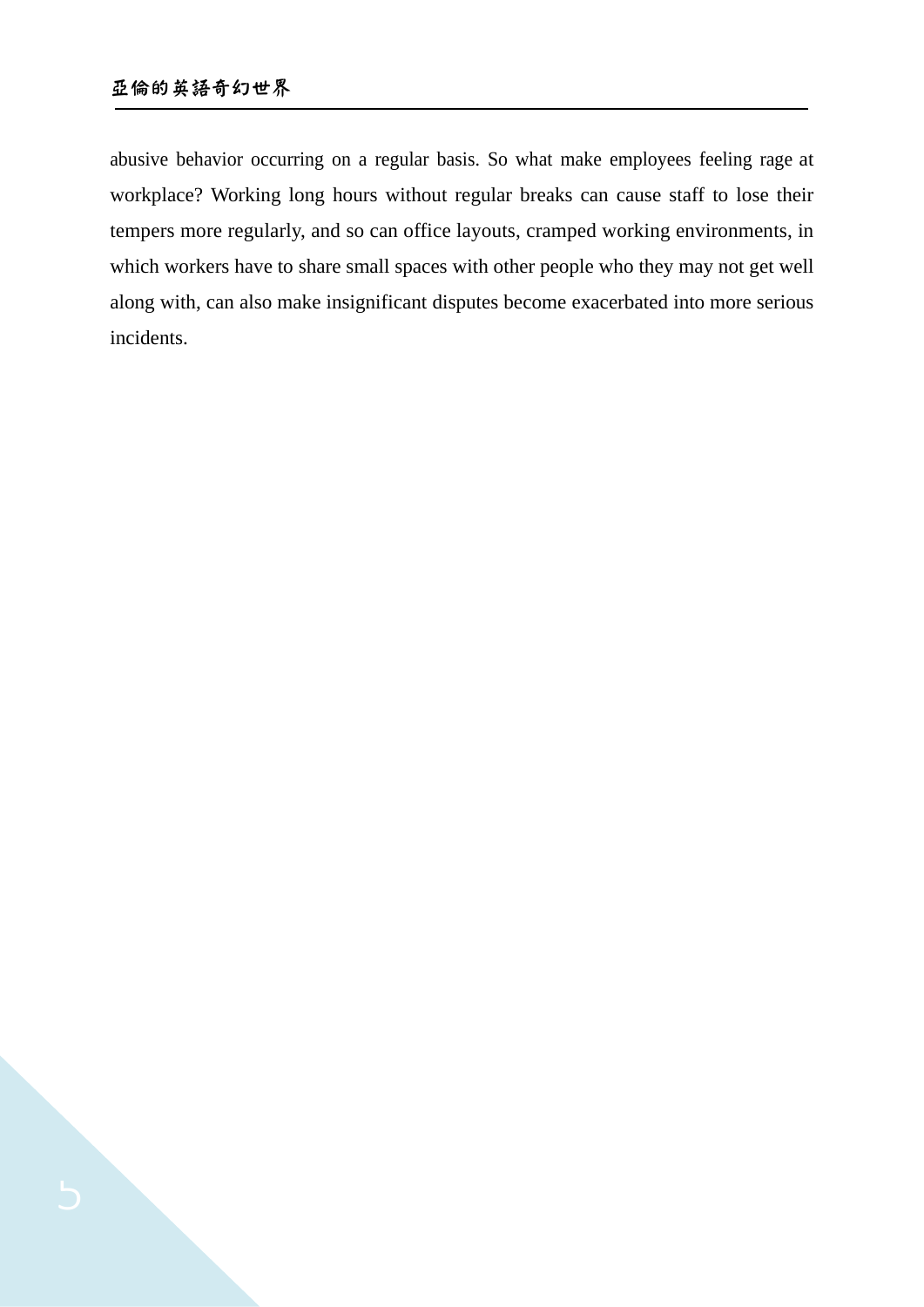abusive behavior occurring on a regular basis. So what make employees feeling rage at workplace? Working long hours without regular breaks can cause staff to lose their tempers more regularly, and so can office layouts, cramped working environments, in which workers have to share small spaces with other people who they may not get well along with, can also make insignificant disputes become exacerbated into more serious incidents.